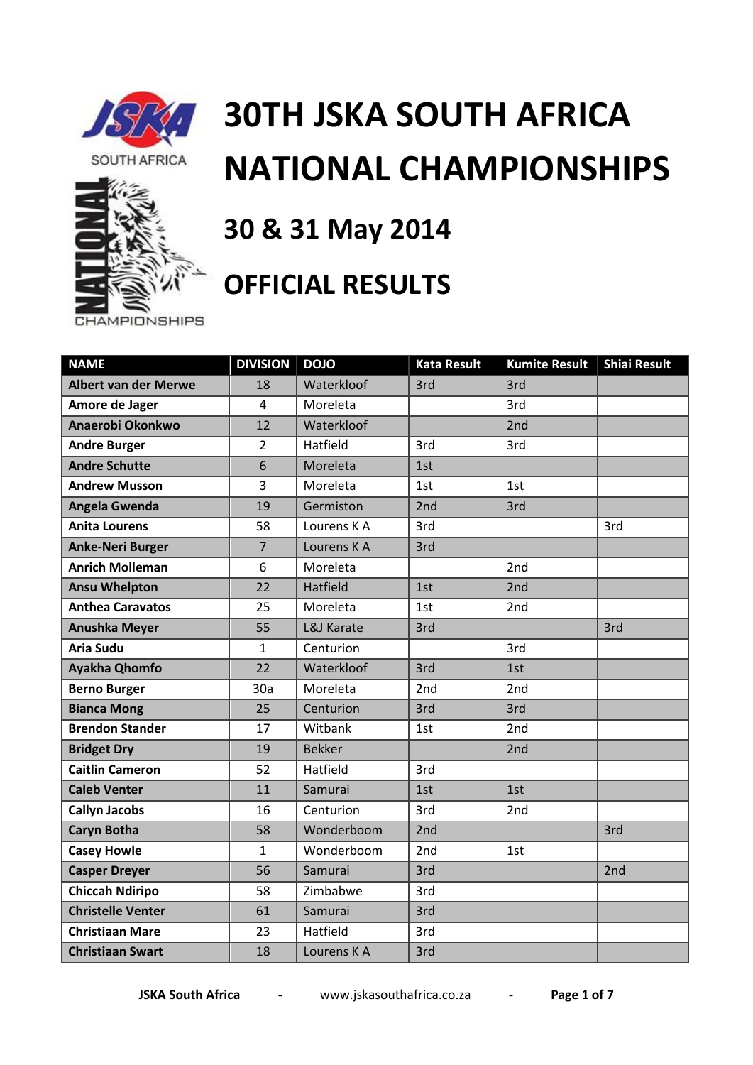# 30TH JSKA SOUTH AFRICA NATIONAL CHAMPIONSHIPS

## 30 & 31 May 2014

## OFFICIAL RESULTS

| NAME | DIVISION | DOJO | Kata Result | Kumite Result | Shiai Result |
|---|---|---|---|---|---|
| Albert van der Merwe | 18 | Waterkloof | 3rd | 3rd | |
| Amore de Jager | 4 | Moreleta | | 3rd | |
| Anaerobi Okonkwo | 12 | Waterkloof | | 2nd | |
| Andre Burger | 2 | Hatfield | 3rd | 3rd | |
| Andre Schutte | 6 | Moreleta | 1st | | |
| Andrew Musson | 3 | Moreleta | 1st | 1st | |
| Angela Gwenda | 19 | Germiston | 2nd | 3rd | |
| Anita Lourens | 58 | Lourens K A | 3rd | | 3rd |
| Anke-Neri Burger | 7 | Lourens K A | 3rd | | |
| Anrich Molleman | 6 | Moreleta | | 2nd | |
| Ansu Whelpton | 22 | Hatfield | 1st | 2nd | |
| Anthea Caravatos | 25 | Moreleta | 1st | 2nd | |
| Anushka Meyer | 55 | L&J Karate | 3rd | | 3rd |
| Aria Sudu | 1 | Centurion | | 3rd | |
| Ayakha Qhomfo | 22 | Waterkloof | 3rd | 1st | |
| Berno Burger | 30a | Moreleta | 2nd | 2nd | |
| Bianca Mong | 25 | Centurion | 3rd | 3rd | |
| Brendon Stander | 17 | Witbank | 1st | 2nd | |
| Bridget Dry | 19 | Bekker | | 2nd | |
| Caitlin Cameron | 52 | Hatfield | 3rd | | |
| Caleb Venter | 11 | Samurai | 1st | 1st | |
| Callyn Jacobs | 16 | Centurion | 3rd | 2nd | |
| Caryn Botha | 58 | Wonderboom | 2nd | | 3rd |
| Casey Howle | 1 | Wonderboom | 2nd | 1st | |
| Casper Dreyer | 56 | Samurai | 3rd | | 2nd |
| Chiccah Ndiripo | 58 | Zimbabwe | 3rd | | |
| Christelle Venter | 61 | Samurai | 3rd | | |
| Christiaan Mare | 23 | Hatfield | 3rd | | |
| Christiaan Swart | 18 | Lourens K A | 3rd | | |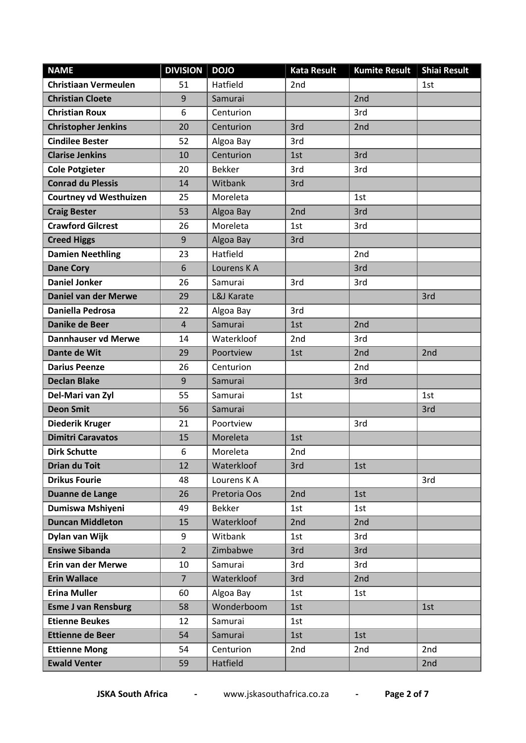| NAME | DIVISION | DOJO | Kata Result | Kumite Result | Shiai Result |
|---|---|---|---|---|---|
| **Christiaan Vermeulen** | 51 | Hatfield | 2nd | | 1st |
| **Christian Cloete** | 9 | Samurai | | 2nd | |
| **Christian Roux** | 6 | Centurion | | 3rd | |
| **Christopher Jenkins** | 20 | Centurion | 3rd | 2nd | |
| **Cindilee Bester** | 52 | Algoa Bay | 3rd | | |
| **Clarise Jenkins** | 10 | Centurion | 1st | 3rd | |
| **Cole Potgieter** | 20 | Bekker | 3rd | 3rd | |
| **Conrad du Plessis** | 14 | Witbank | 3rd | | |
| **Courtney vd Westhuizen** | 25 | Moreleta | | 1st | |
| **Craig Bester** | 53 | Algoa Bay | 2nd | 3rd | |
| **Crawford Gilcrest** | 26 | Moreleta | 1st | 3rd | |
| **Creed Higgs** | 9 | Algoa Bay | 3rd | | |
| **Damien Neethling** | 23 | Hatfield | | 2nd | |
| **Dane Cory** | 6 | Lourens K A | | 3rd | |
| **Daniel Jonker** | 26 | Samurai | 3rd | 3rd | |
| **Daniel van der Merwe** | 29 | L&J Karate | | | 3rd |
| **Daniella Pedrosa** | 22 | Algoa Bay | 3rd | | |
| **Danike de Beer** | 4 | Samurai | 1st | 2nd | |
| **Dannhauser vd Merwe** | 14 | Waterkloof | 2nd | 3rd | |
| **Dante de Wit** | 29 | Poortview | 1st | 2nd | 2nd |
| **Darius Peenze** | 26 | Centurion | | 2nd | |
| **Declan Blake** | 9 | Samurai | | 3rd | |
| **Del-Mari van Zyl** | 55 | Samurai | 1st | | 1st |
| **Deon Smit** | 56 | Samurai | | | 3rd |
| **Diederik Kruger** | 21 | Poortview | | 3rd | |
| **Dimitri Caravatos** | 15 | Moreleta | 1st | | |
| **Dirk Schutte** | 6 | Moreleta | 2nd | | |
| **Drian du Toit** | 12 | Waterkloof | 3rd | 1st | |
| **Drikus Fourie** | 48 | Lourens K A | | | 3rd |
| **Duanne de Lange** | 26 | Pretoria Oos | 2nd | 1st | |
| **Dumiswa Mshiyeni** | 49 | Bekker | 1st | 1st | |
| **Duncan Middleton** | 15 | Waterkloof | 2nd | 2nd | |
| **Dylan van Wijk** | 9 | Witbank | 1st | 3rd | |
| **Ensiwe Sibanda** | 2 | Zimbabwe | 3rd | 3rd | |
| **Erin van der Merwe** | 10 | Samurai | 3rd | 3rd | |
| **Erin Wallace** | 7 | Waterkloof | 3rd | 2nd | |
| **Erina Muller** | 60 | Algoa Bay | 1st | 1st | |
| **Esme J van Rensburg** | 58 | Wonderboom | 1st | | 1st |
| **Etienne Beukes** | 12 | Samurai | 1st | | |
| **Ettienne de Beer** | 54 | Samurai | 1st | 1st | |
| **Ettienne Mong** | 54 | Centurion | 2nd | 2nd | 2nd |
| **Ewald Venter** | 59 | Hatfield | | | 2nd |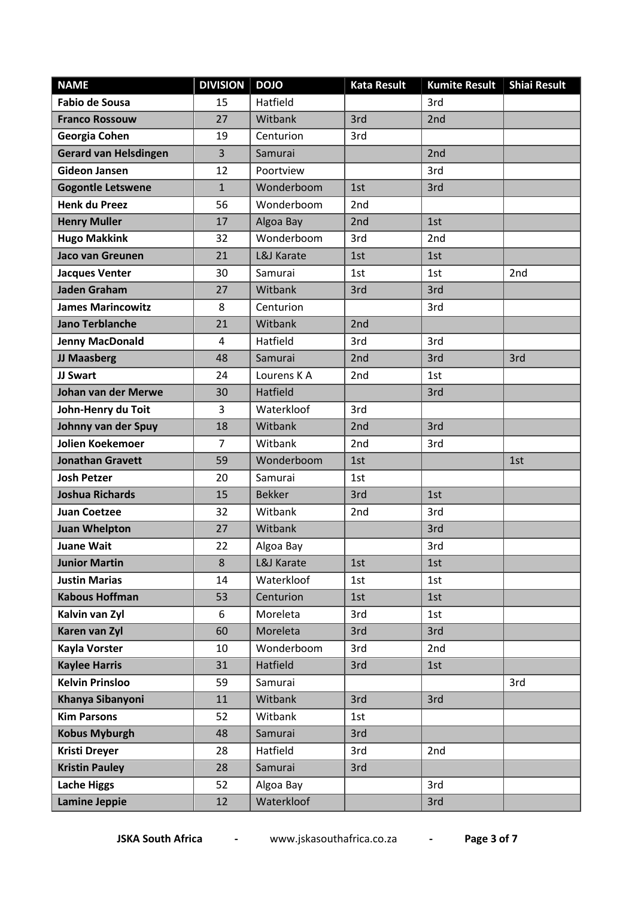| NAME | DIVISION | DOJO | Kata Result | Kumite Result | Shiai Result |
| --- | --- | --- | --- | --- | --- |
| **Fabio de Sousa** | 15 | Hatfield | | 3rd | |
| **Franco Rossouw** | 27 | Witbank | 3rd | 2nd | |
| **Georgia Cohen** | 19 | Centurion | 3rd | | |
| **Gerard van Helsdingen** | 3 | Samurai | | 2nd | |
| **Gideon Jansen** | 12 | Poortview | | 3rd | |
| **Gogontle Letswene** | 1 | Wonderboom | 1st | 3rd | |
| **Henk du Preez** | 56 | Wonderboom | 2nd | | |
| **Henry Muller** | 17 | Algoa Bay | 2nd | 1st | |
| **Hugo Makkink** | 32 | Wonderboom | 3rd | 2nd | |
| **Jaco van Greunen** | 21 | L&J Karate | 1st | 1st | |
| **Jacques Venter** | 30 | Samurai | 1st | 1st | 2nd |
| **Jaden Graham** | 27 | Witbank | 3rd | 3rd | |
| **James Marincowitz** | 8 | Centurion | | 3rd | |
| **Jano Terblanche** | 21 | Witbank | 2nd | | |
| **Jenny MacDonald** | 4 | Hatfield | 3rd | 3rd | |
| **JJ Maasberg** | 48 | Samurai | 2nd | 3rd | 3rd |
| **JJ Swart** | 24 | Lourens K A | 2nd | 1st | |
| **Johan van der Merwe** | 30 | Hatfield | | 3rd | |
| **John-Henry du Toit** | 3 | Waterkloof | 3rd | | |
| **Johnny van der Spuy** | 18 | Witbank | 2nd | 3rd | |
| **Jolien Koekemoer** | 7 | Witbank | 2nd | 3rd | |
| **Jonathan Gravett** | 59 | Wonderboom | 1st | | 1st |
| **Josh Petzer** | 20 | Samurai | 1st | | |
| **Joshua Richards** | 15 | Bekker | 3rd | 1st | |
| **Juan Coetzee** | 32 | Witbank | 2nd | 3rd | |
| **Juan Whelpton** | 27 | Witbank | | 3rd | |
| **Juane Wait** | 22 | Algoa Bay | | 3rd | |
| **Junior Martin** | 8 | L&J Karate | 1st | 1st | |
| **Justin Marias** | 14 | Waterkloof | 1st | 1st | |
| **Kabous Hoffman** | 53 | Centurion | 1st | 1st | |
| **Kalvin van Zyl** | 6 | Moreleta | 3rd | 1st | |
| **Karen van Zyl** | 60 | Moreleta | 3rd | 3rd | |
| **Kayla Vorster** | 10 | Wonderboom | 3rd | 2nd | |
| **Kaylee Harris** | 31 | Hatfield | 3rd | 1st | |
| **Kelvin Prinsloo** | 59 | Samurai | | | 3rd |
| **Khanya Sibanyoni** | 11 | Witbank | 3rd | 3rd | |
| **Kim Parsons** | 52 | Witbank | 1st | | |
| **Kobus Myburgh** | 48 | Samurai | 3rd | | |
| **Kristi Dreyer** | 28 | Hatfield | 3rd | 2nd | |
| **Kristin Pauley** | 28 | Samurai | 3rd | | |
| **Lache Higgs** | 52 | Algoa Bay | | 3rd | |
| **Lamine Jeppie** | 12 | Waterkloof | | 3rd | |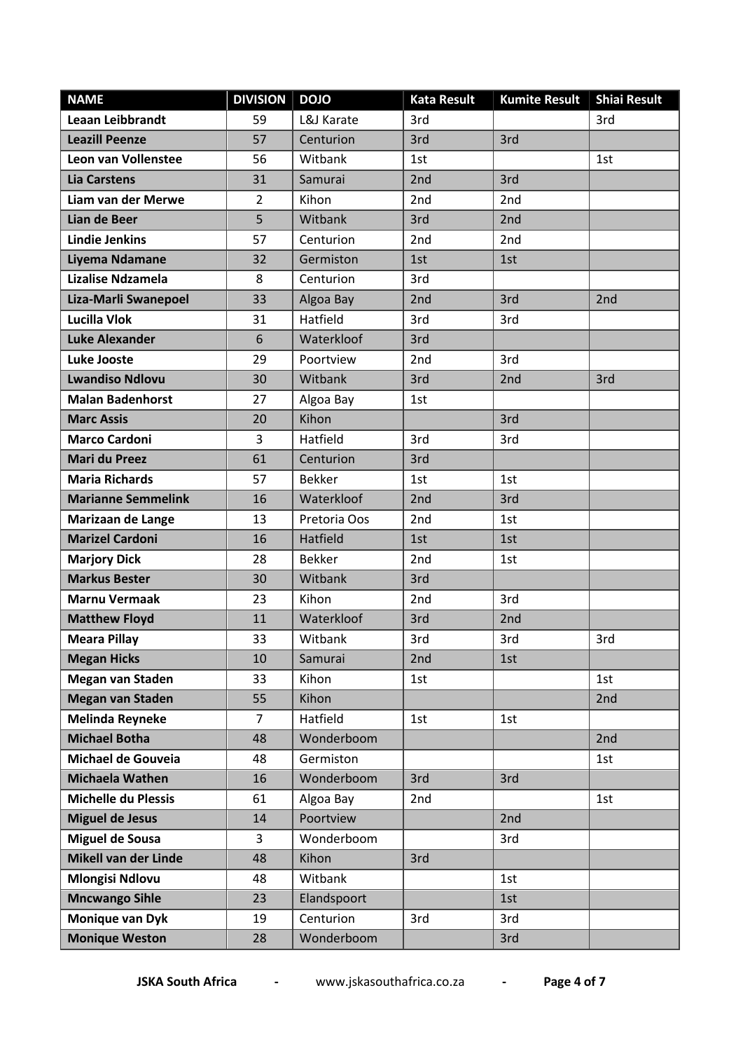| NAME | DIVISION | DOJO | Kata Result | Kumite Result | Shiai Result |
|---|---|---|---|---|---|
| **Leaan Leibbrandt** | 59 | L&J Karate | 3rd | | 3rd |
| **Leazill Peenze** | 57 | Centurion | 3rd | 3rd | |
| **Leon van Vollenstee** | 56 | Witbank | 1st | | 1st |
| **Lia Carstens** | 31 | Samurai | 2nd | 3rd | |
| **Liam van der Merwe** | 2 | Kihon | 2nd | 2nd | |
| **Lian de Beer** | 5 | Witbank | 3rd | 2nd | |
| **Lindie Jenkins** | 57 | Centurion | 2nd | 2nd | |
| **Liyema Ndamane** | 32 | Germiston | 1st | 1st | |
| **Lizalise Ndzamela** | 8 | Centurion | 3rd | | |
| **Liza-Marli Swanepoel** | 33 | Algoa Bay | 2nd | 3rd | 2nd |
| **Lucilla Vlok** | 31 | Hatfield | 3rd | 3rd | |
| **Luke Alexander** | 6 | Waterkloof | 3rd | | |
| **Luke Jooste** | 29 | Poortview | 2nd | 3rd | |
| **Lwandiso Ndlovu** | 30 | Witbank | 3rd | 2nd | 3rd |
| **Malan Badenhorst** | 27 | Algoa Bay | 1st | | |
| **Marc Assis** | 20 | Kihon | | 3rd | |
| **Marco Cardoni** | 3 | Hatfield | 3rd | 3rd | |
| **Mari du Preez** | 61 | Centurion | 3rd | | |
| **Maria Richards** | 57 | Bekker | 1st | 1st | |
| **Marianne Semmelink** | 16 | Waterkloof | 2nd | 3rd | |
| **Marizaan de Lange** | 13 | Pretoria Oos | 2nd | 1st | |
| **Marizel Cardoni** | 16 | Hatfield | 1st | 1st | |
| **Marjory Dick** | 28 | Bekker | 2nd | 1st | |
| **Markus Bester** | 30 | Witbank | 3rd | | |
| **Marnu Vermaak** | 23 | Kihon | 2nd | 3rd | |
| **Matthew Floyd** | 11 | Waterkloof | 3rd | 2nd | |
| **Meara Pillay** | 33 | Witbank | 3rd | 3rd | 3rd |
| **Megan Hicks** | 10 | Samurai | 2nd | 1st | |
| **Megan van Staden** | 33 | Kihon | 1st | | 1st |
| **Megan van Staden** | 55 | Kihon | | | 2nd |
| **Melinda Reyneke** | 7 | Hatfield | 1st | 1st | |
| **Michael Botha** | 48 | Wonderboom | | | 2nd |
| **Michael de Gouveia** | 48 | Germiston | | | 1st |
| **Michaela Wathen** | 16 | Wonderboom | 3rd | 3rd | |
| **Michelle du Plessis** | 61 | Algoa Bay | 2nd | | 1st |
| **Miguel de Jesus** | 14 | Poortview | | 2nd | |
| **Miguel de Sousa** | 3 | Wonderboom | | 3rd | |
| **Mikell van der Linde** | 48 | Kihon | 3rd | | |
| **Mlongisi Ndlovu** | 48 | Witbank | | 1st | |
| **Mncwango Sihle** | 23 | Elandspoort | | 1st | |
| **Monique van Dyk** | 19 | Centurion | 3rd | 3rd | |
| **Monique Weston** | 28 | Wonderboom | | 3rd | |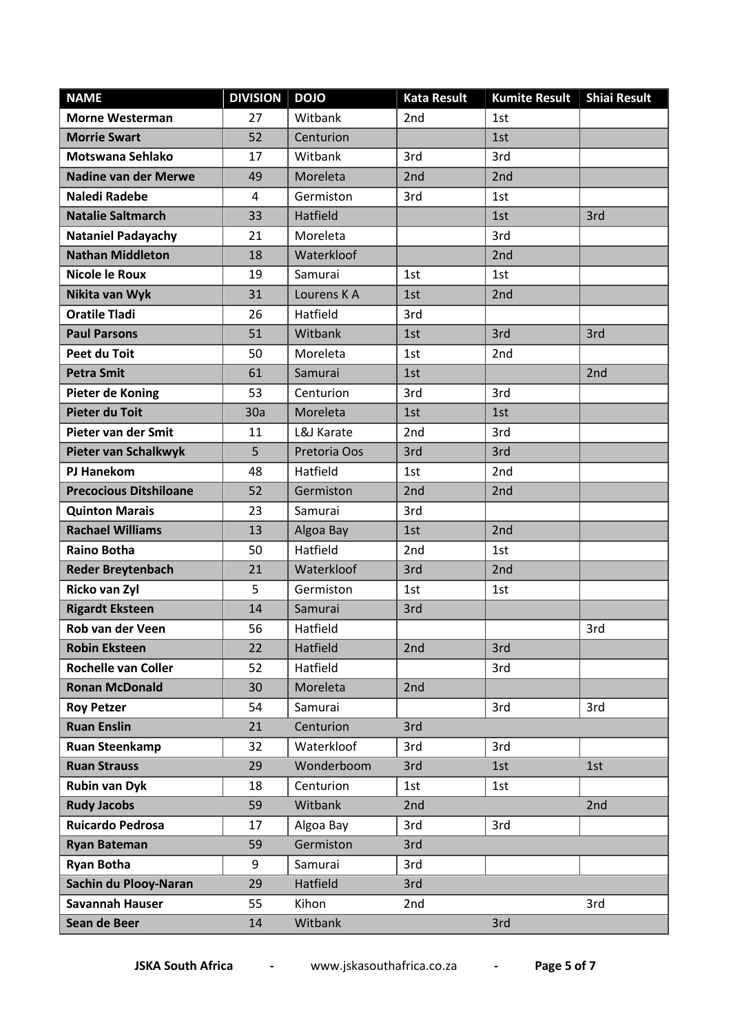| NAME | DIVISION | DOJO | Kata Result | Kumite Result | Shiai Result |
|---|---|---|---|---|---|
| **Morne Westerman** | 27 | Witbank | 2nd | 1st | |
| **Morrie Swart** | 52 | Centurion | | 1st | |
| **Motswana Sehlako** | 17 | Witbank | 3rd | 3rd | |
| **Nadine van der Merwe** | 49 | Moreleta | 2nd | 2nd | |
| **Naledi Radebe** | 4 | Germiston | 3rd | 1st | |
| **Natalie Saltmarch** | 33 | Hatfield | | 1st | 3rd |
| **Nataniel Padayachy** | 21 | Moreleta | | 3rd | |
| **Nathan Middleton** | 18 | Waterkloof | | 2nd | |
| **Nicole le Roux** | 19 | Samurai | 1st | 1st | |
| **Nikita van Wyk** | 31 | Lourens K A | 1st | 2nd | |
| **Oratile Tladi** | 26 | Hatfield | 3rd | | |
| **Paul Parsons** | 51 | Witbank | 1st | 3rd | 3rd |
| **Peet du Toit** | 50 | Moreleta | 1st | 2nd | |
| **Petra Smit** | 61 | Samurai | 1st | | 2nd |
| **Pieter de Koning** | 53 | Centurion | 3rd | 3rd | |
| **Pieter du Toit** | 30a | Moreleta | 1st | 1st | |
| **Pieter van der Smit** | 11 | L&J Karate | 2nd | 3rd | |
| **Pieter van Schalkwyk** | 5 | Pretoria Oos | 3rd | 3rd | |
| **PJ Hanekom** | 48 | Hatfield | 1st | 2nd | |
| **Precocious Ditshiloane** | 52 | Germiston | 2nd | 2nd | |
| **Quinton Marais** | 23 | Samurai | 3rd | | |
| **Rachael Williams** | 13 | Algoa Bay | 1st | 2nd | |
| **Raino Botha** | 50 | Hatfield | 2nd | 1st | |
| **Reder Breytenbach** | 21 | Waterkloof | 3rd | 2nd | |
| **Ricko van Zyl** | 5 | Germiston | 1st | 1st | |
| **Rigardt Eksteen** | 14 | Samurai | 3rd | | |
| **Rob van der Veen** | 56 | Hatfield | | | 3rd |
| **Robin Eksteen** | 22 | Hatfield | 2nd | 3rd | |
| **Rochelle van Coller** | 52 | Hatfield | | 3rd | |
| **Ronan McDonald** | 30 | Moreleta | 2nd | | |
| **Roy Petzer** | 54 | Samurai | | 3rd | 3rd |
| **Ruan Enslin** | 21 | Centurion | 3rd | | |
| **Ruan Steenkamp** | 32 | Waterkloof | 3rd | 3rd | |
| **Ruan Strauss** | 29 | Wonderboom | 3rd | 1st | 1st |
| **Rubin van Dyk** | 18 | Centurion | 1st | 1st | |
| **Rudy Jacobs** | 59 | Witbank | 2nd | | 2nd |
| **Ruicardo Pedrosa** | 17 | Algoa Bay | 3rd | 3rd | |
| **Ryan Bateman** | 59 | Germiston | 3rd | | |
| **Ryan Botha** | 9 | Samurai | 3rd | | |
| **Sachin du Plooy-Naran** | 29 | Hatfield | 3rd | | |
| **Savannah Hauser** | 55 | Kihon | 2nd | | 3rd |
| **Sean de Beer** | 14 | Witbank | | 3rd | |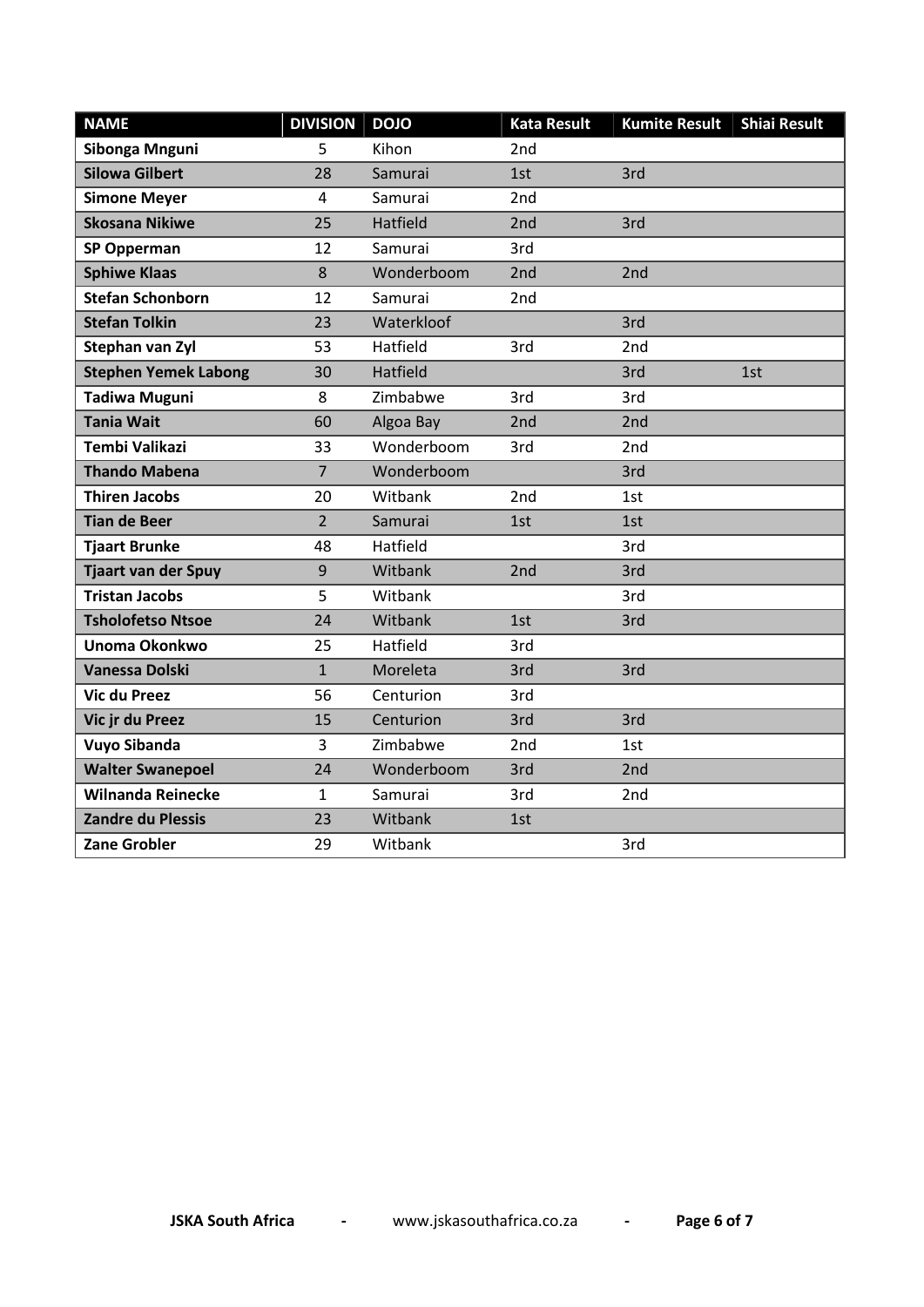| NAME | DIVISION | DOJO | Kata Result | Kumite Result | Shiai Result |
|---|---|---|---|---|---|
| **Sibonga Mnguni** | 5 | Kihon | 2nd | | |
| **Silowa Gilbert** | 28 | Samurai | 1st | 3rd | |
| **Simone Meyer** | 4 | Samurai | 2nd | | |
| **Skosana Nikiwe** | 25 | Hatfield | 2nd | 3rd | |
| **SP Opperman** | 12 | Samurai | 3rd | | |
| **Sphiwe Klaas** | 8 | Wonderboom | 2nd | 2nd | |
| **Stefan Schonborn** | 12 | Samurai | 2nd | | |
| **Stefan Tolkin** | 23 | Waterkloof | | 3rd | |
| **Stephan van Zyl** | 53 | Hatfield | 3rd | 2nd | |
| **Stephen Yemek Labong** | 30 | Hatfield | | 3rd | 1st |
| **Tadiwa Muguni** | 8 | Zimbabwe | 3rd | 3rd | |
| **Tania Wait** | 60 | Algoa Bay | 2nd | 2nd | |
| **Tembi Valikazi** | 33 | Wonderboom | 3rd | 2nd | |
| **Thando Mabena** | 7 | Wonderboom | | 3rd | |
| **Thiren Jacobs** | 20 | Witbank | 2nd | 1st | |
| **Tian de Beer** | 2 | Samurai | 1st | 1st | |
| **Tjaart Brunke** | 48 | Hatfield | | 3rd | |
| **Tjaart van der Spuy** | 9 | Witbank | 2nd | 3rd | |
| **Tristan Jacobs** | 5 | Witbank | | 3rd | |
| **Tsholofetso Ntsoe** | 24 | Witbank | 1st | 3rd | |
| **Unoma Okonkwo** | 25 | Hatfield | 3rd | | |
| **Vanessa Dolski** | 1 | Moreleta | 3rd | 3rd | |
| **Vic du Preez** | 56 | Centurion | 3rd | | |
| **Vic jr du Preez** | 15 | Centurion | 3rd | 3rd | |
| **Vuyo Sibanda** | 3 | Zimbabwe | 2nd | 1st | |
| **Walter Swanepoel** | 24 | Wonderboom | 3rd | 2nd | |
| **Wilnanda Reinecke** | 1 | Samurai | 3rd | 2nd | |
| **Zandre du Plessis** | 23 | Witbank | 1st | | |
| **Zane Grobler** | 29 | Witbank | | 3rd | |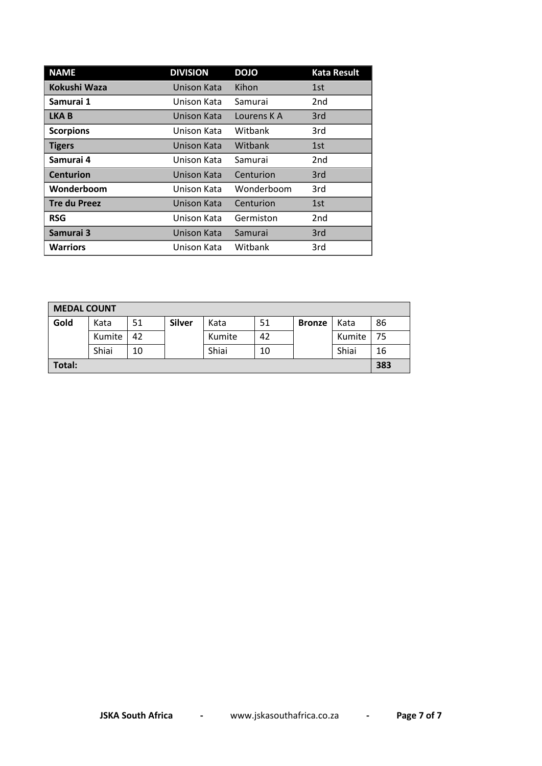| NAME | DIVISION | DOJO | Kata Result |
|---|---|---|---|
| **Kokushi Waza** | Unison Kata | Kihon | 1st |
| **Samurai 1** | Unison Kata | Samurai | 2nd |
| **LKA B** | Unison Kata | Lourens K A | 3rd |
| **Scorpions** | Unison Kata | Witbank | 3rd |
| **Tigers** | Unison Kata | Witbank | 1st |
| **Samurai 4** | Unison Kata | Samurai | 2nd |
| **Centurion** | Unison Kata | Centurion | 3rd |
| **Wonderboom** | Unison Kata | Wonderboom | 3rd |
| **Tre du Preez** | Unison Kata | Centurion | 1st |
| **RSG** | Unison Kata | Germiston | 2nd |
| **Samurai 3** | Unison Kata | Samurai | 3rd |
| **Warriors** | Unison Kata | Witbank | 3rd |

| **MEDAL COUNT** | | | | | | | | |
|---|---|---|---|---|---|---|---|---|
| **Gold** | Kata | 51 | **Silver** | Kata | 51 | **Bronze** | Kata | 86 |
| | Kumite | 42 | | Kumite | 42 | | Kumite | 75 |
| | Shiai | 10 | | Shiai | 10 | | Shiai | 16 |
| **Total:** | | | | | | | | **383** |